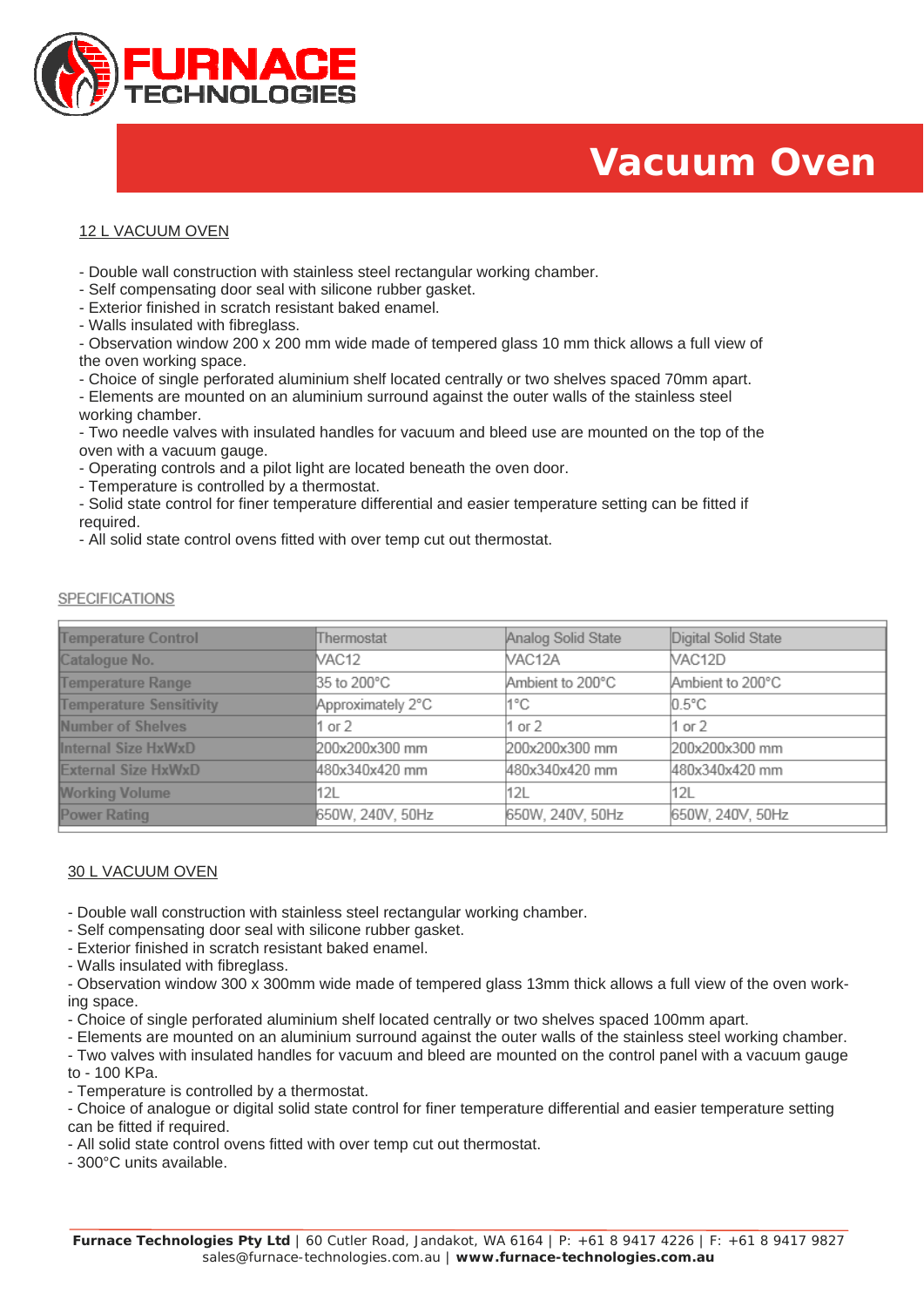# Vacuum Oven

## 12 L VACUUM OVEN

- Double wall construction with stainless steel rectangular working chamber.
- Self compensating door seal with silicone rubber gasket.
- Exterior finished in scratch resistant baked enamel.
- Walls insulated with fibreglass.
- Observation window 200 x 200 mm wide made of tempered glass 10 mm thick allows a full view of the oven working space.
- Choice of single perforated aluminium shelf located centrally or two shelves spaced 70mm apart.
- Elements are mounted on an aluminium surround against the outer walls of the stainless steel working chamber.
- Two needle valves with insulated handles for vacuum and bleed use are mounted on the top of the oven with a vacuum gauge.
- Operating controls and a pilot light are located beneath the oven door.
- Temperature is controlled by a thermostat.
- Solid state control for finer temperature differential and easier temperature setting can be fitted if required.
- All solid state control ovens fitted with over temp cut out thermostat.

### SPECIFICATIONS

| Temperature Control | Thermostat | Analog Solid State | Digital Solid State |
|---|---|---|---|
| Catalogue No. | VAC12 | VAC12A | VAC12D |
| Temperature Range | 35 to 200°C | Ambient to 200°C | Ambient to 200°C |
| Temperature Sensitivity | Approximately 2°C | 1°C | 0.5°C |
| Number of Shelves | 1 or 2 | 1 or 2 | 1 or 2 |
| Internal Size HxWxD | 200x200x300 mm | 200x200x300 mm | 200x200x300 mm |
| External Size HxWxD | 480x340x420 mm | 480x340x420 mm | 480x340x420 mm |
| Working Volume | 12L | 12L | 12L |
| Power Rating | 650W, 240V, 50Hz | 650W, 240V, 50Hz | 650W, 240V, 50Hz |

## 30 L VACUUM OVEN

- Double wall construction with stainless steel rectangular working chamber.
- Self compensating door seal with silicone rubber gasket.
- Exterior finished in scratch resistant baked enamel.
- Walls insulated with fibreglass.
- Observation window 300 x 300mm wide made of tempered glass 13mm thick allows a full view of the oven working space.
- Choice of single perforated aluminium shelf located centrally or two shelves spaced 100mm apart.
- Elements are mounted on an aluminium surround against the outer walls of the stainless steel working chamber.
- Two valves with insulated handles for vacuum and bleed are mounted on the control panel with a vacuum gauge to - 100 KPa.
- Temperature is controlled by a thermostat.
- Choice of analogue or digital solid state control for finer temperature differential and easier temperature setting can be fitted if required.
- All solid state control ovens fitted with over temp cut out thermostat.
- 300°C units available.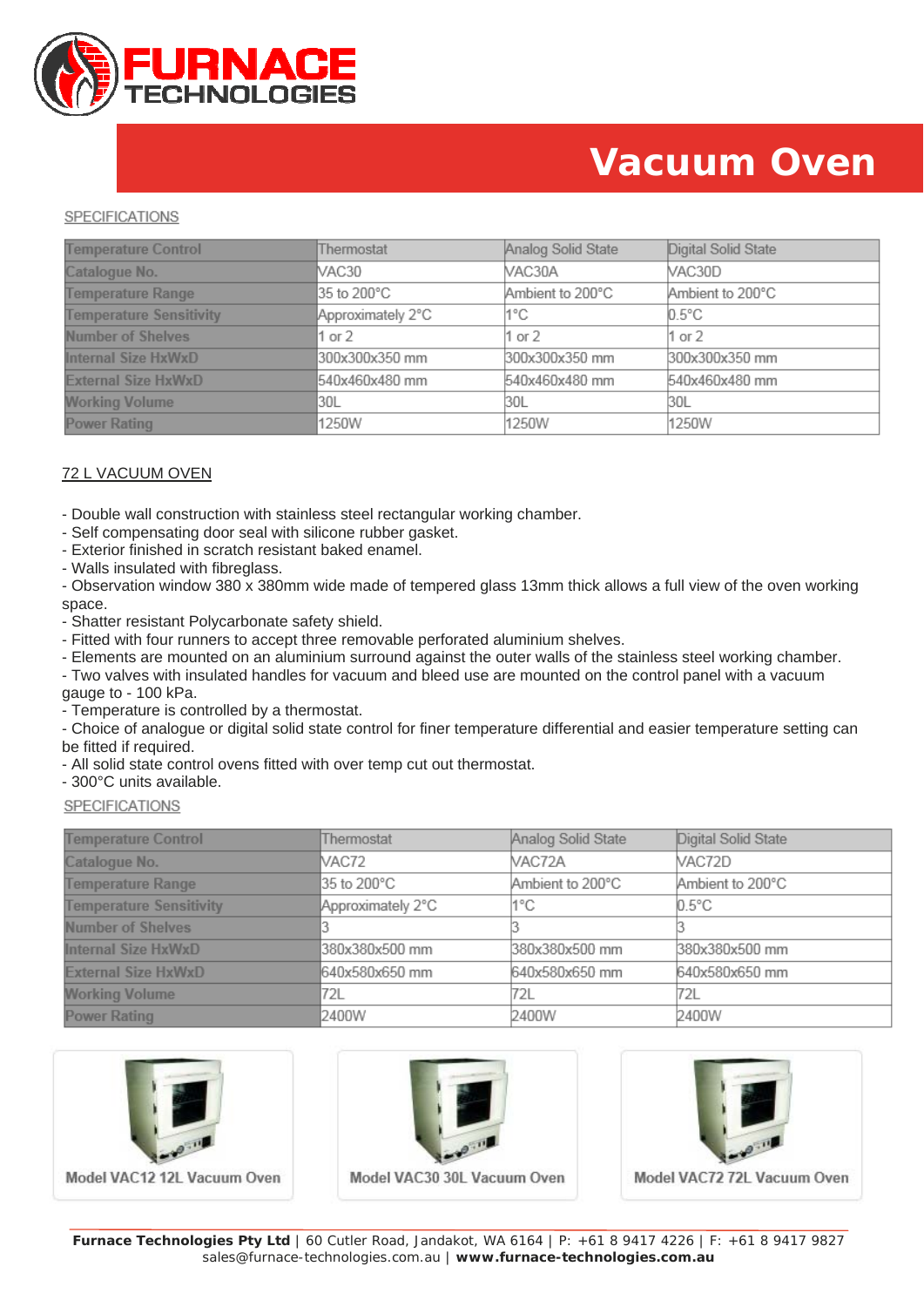# Vacuum Oven

SPECIFICATIONS

| Temperature Control | Thermostat | Analog Solid State | Digital Solid State |
|---|---|---|---|
| Catalogue No. | VAC30 | VAC30A | VAC30D |
| Temperature Range | 35 to 200°C | Ambient to 200°C | Ambient to 200°C |
| Temperature Sensitivity | Approximately 2°C | 1°C | 0.5°C |
| Number of Shelves | 1 or 2 | 1 or 2 | 1 or 2 |
| Internal Size HxWxD | 300x300x350 mm | 300x300x350 mm | 300x300x350 mm |
| External Size HxWxD | 540x460x480 mm | 540x460x480 mm | 540x460x480 mm |
| Working Volume | 30L | 30L | 30L |
| Power Rating | 1250W | 1250W | 1250W |

## 72 L VACUUM OVEN

- Double wall construction with stainless steel rectangular working chamber.
- Self compensating door seal with silicone rubber gasket.
- Exterior finished in scratch resistant baked enamel.
- Walls insulated with fibreglass.
- Observation window 380 x 380mm wide made of tempered glass 13mm thick allows a full view of the oven working space.
- Shatter resistant Polycarbonate safety shield.
- Fitted with four runners to accept three removable perforated aluminium shelves.
- Elements are mounted on an aluminium surround against the outer walls of the stainless steel working chamber.
- Two valves with insulated handles for vacuum and bleed use are mounted on the control panel with a vacuum gauge to - 100 kPa.
- Temperature is controlled by a thermostat.
- Choice of analogue or digital solid state control for finer temperature differential and easier temperature setting can be fitted if required.
- All solid state control ovens fitted with over temp cut out thermostat.
- 300°C units available.

SPECIFICATIONS

| Temperature Control | Thermostat | Analog Solid State | Digital Solid State |
|---|---|---|---|
| Catalogue No. | VAC72 | VAC72A | VAC72D |
| Temperature Range | 35 to 200°C | Ambient to 200°C | Ambient to 200°C |
| Temperature Sensitivity | Approximately 2°C | 1°C | 0.5°C |
| Number of Shelves | 3 | 3 | 3 |
| Internal Size HxWxD | 380x380x500 mm | 380x380x500 mm | 380x380x500 mm |
| External Size HxWxD | 640x580x650 mm | 640x580x650 mm | 640x580x650 mm |
| Working Volume | 72L | 72L | 72L |
| Power Rating | 2400W | 2400W | 2400W |

Model VAC12 12L Vacuum Oven

Model VAC30 30L Vacuum Oven

Model VAC72 72L Vacuum Oven

**Furnace Technologies Pty Ltd** | 60 Cutler Road, Jandakot, WA 6164 | P: +61 8 9417 4226 | F: +61 8 9417 9827
sales@furnace-technologies.com.au | **www.furnace-technologies.com.au**